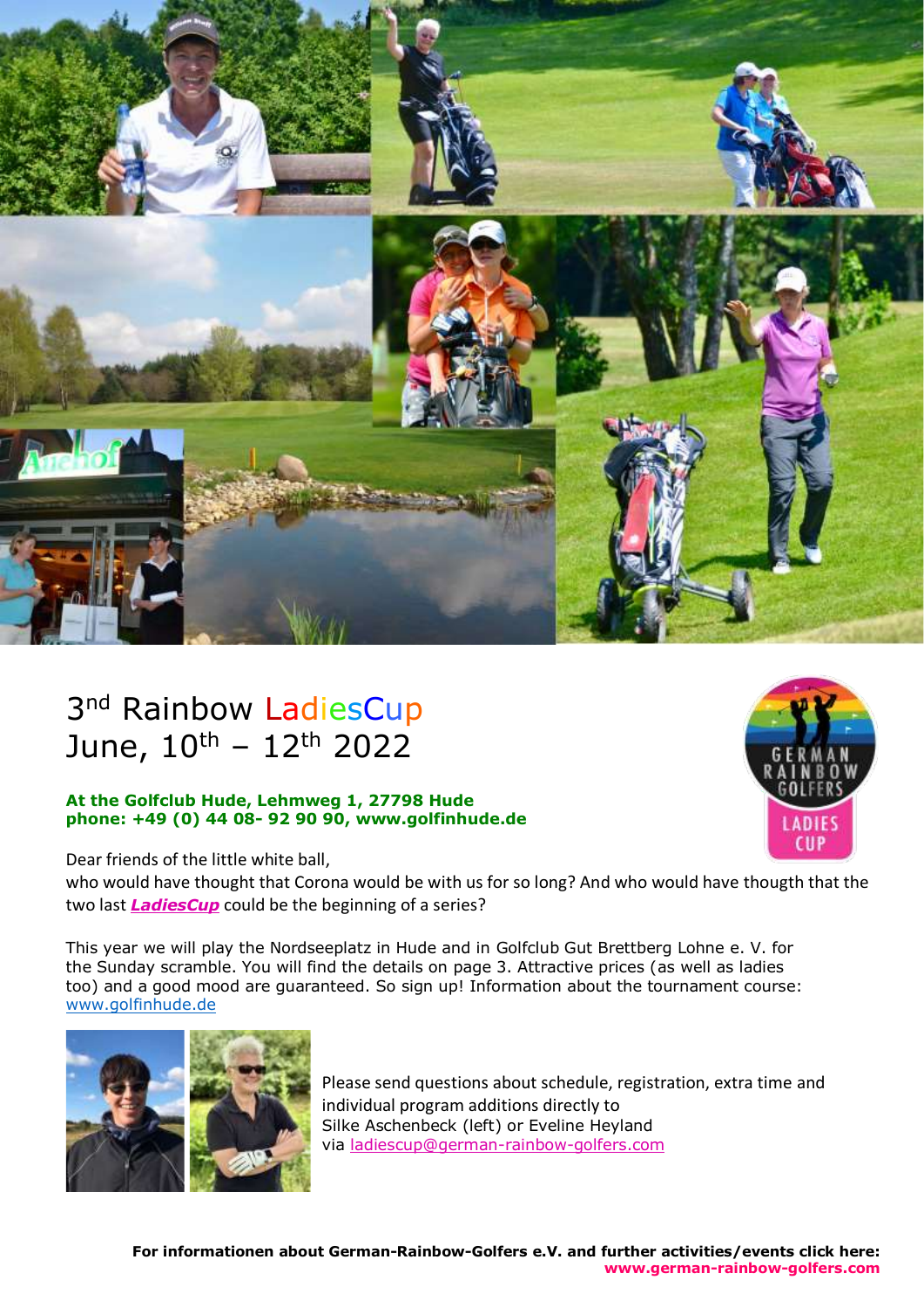# 3nd Rainbow LadiesCup
# June, 10th – 12th 2022

**At the Golfclub Hude, Lehmweg 1, 27798 Hude**
**phone: +49 (0) 44 08- 92 90 90, www.golfinhude.de**

Dear friends of the little white ball,
who would have thought that Corona would be with us for so long? And who would have thougth that the two last ***LadiesCup*** could be the beginning of a series?

This year we will play the Nordseeplatz in Hude and in Golfclub Gut Brettberg Lohne e. V. for the Sunday scramble. You will find the details on page 3. Attractive prices (as well as ladies too) and a good mood are guaranteed. So sign up! Information about the tournament course: www.golfinhude.de

Please send questions about schedule, registration, extra time and individual program additions directly to
Silke Aschenbeck (left) or Eveline Heyland
via ladiescup@german-rainbow-golfers.com

**For informationen about German-Rainbow-Golfers e.V. and further activities/events click here:**
**www.german-rainbow-golfers.com**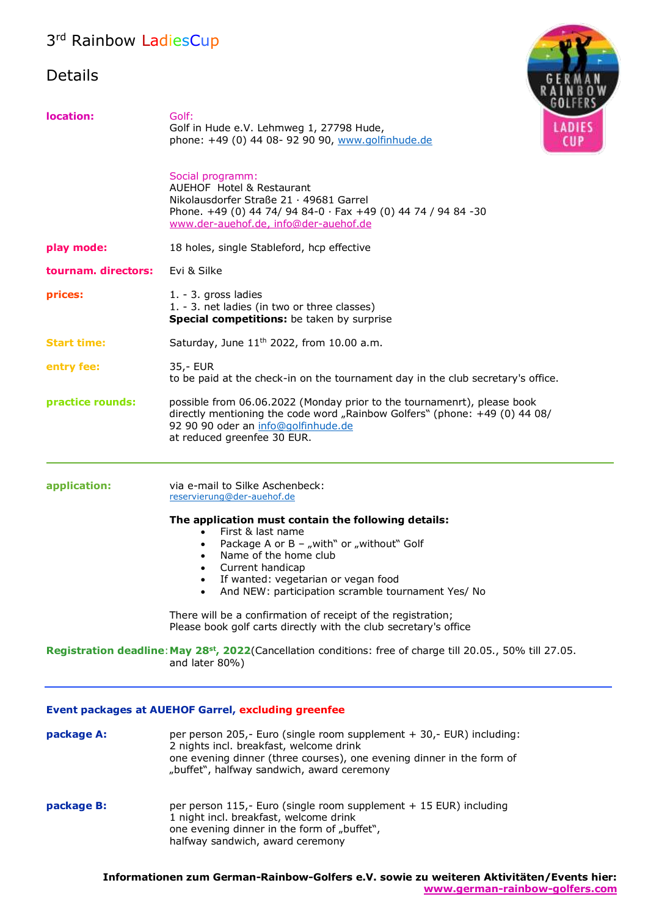# 3rd Rainbow LadiesCup

## Details

**location:**

Golf:
Golf in Hude e.V. Lehmweg 1, 27798 Hude,
phone: +49 (0) 44 08- 92 90 90, www.golfinhude.de

Social programm:
AUEHOF Hotel & Restaurant
Nikolausdorfer Straße 21 · 49681 Garrel
Phone. +49 (0) 44 74/ 94 84-0 · Fax +49 (0) 44 74 / 94 84 -30
www.der-auehof.de, info@der-auehof.de

**play mode:** 18 holes, single Stableford, hcp effective

**tournam. directors:** Evi & Silke

**prices:**
1. - 3. gross ladies
1. - 3. net ladies (in two or three classes)
**Special competitions:** be taken by surprise

**Start time:** Saturday, June 11th 2022, from 10.00 a.m.

**entry fee:** 35,- EUR
to be paid at the check-in on the tournament day in the club secretary's office.

**practice rounds:** possible from 06.06.2022 (Monday prior to the tournamenrt), please book directly mentioning the code word „Rainbow Golfers" (phone: +49 (0) 44 08/ 92 90 90 oder an info@golfinhude.de
at reduced greenfee 30 EUR.

---

**application:** via e-mail to Silke Aschenbeck:
reservierung@der-auehof.de

**The application must contain the following details:**

- First & last name
- Package A or B – „with" or „without" Golf
- Name of the home club
- Current handicap
- If wanted: vegetarian or vegan food
- And NEW: participation scramble tournament Yes/ No

There will be a confirmation of receipt of the registration;
Please book golf carts directly with the club secretary's office

**Registration deadline: May 28st, 2022** (Cancellation conditions: free of charge till 20.05., 50% till 27.05. and later 80%)

---

**Event packages at AUEHOF Garrel, excluding greenfee**

**package A:** per person 205,- Euro (single room supplement + 30,- EUR) including:
2 nights incl. breakfast, welcome drink
one evening dinner (three courses), one evening dinner in the form of „buffet", halfway sandwich, award ceremony

**package B:** per person 115,- Euro (single room supplement + 15 EUR) including
1 night incl. breakfast, welcome drink
one evening dinner in the form of „buffet",
halfway sandwich, award ceremony

**Informationen zum German-Rainbow-Golfers e.V. sowie zu weiteren Aktivitäten/Events hier: www.german-rainbow-golfers.com**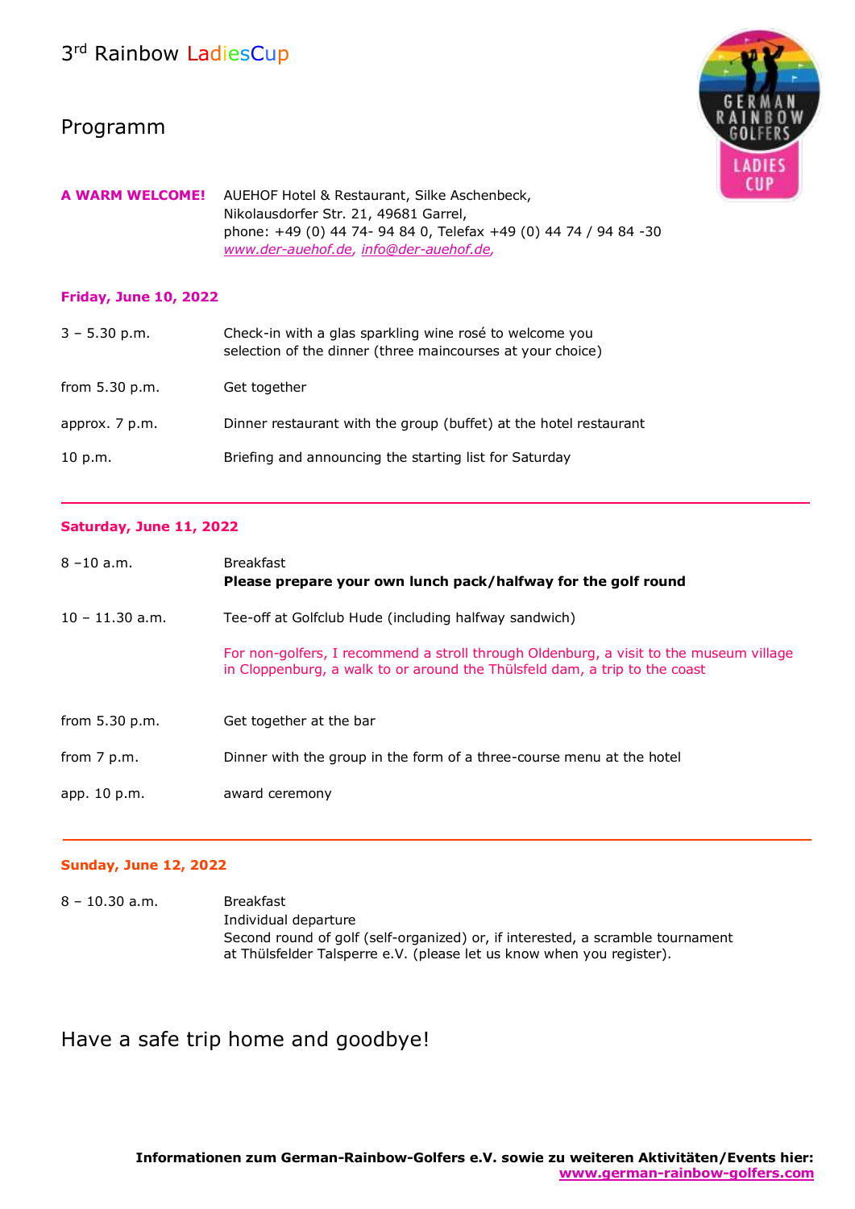# 3rd Rainbow LadiesCup

## Programm

**A WARM WELCOME!** AUEHOF Hotel & Restaurant, Silke Aschenbeck, Nikolausdorfer Str. 21, 49681 Garrel, phone: +49 (0) 44 74- 94 84 0, Telefax +49 (0) 44 74 / 94 84 -30 
*www.der-auehof.de*, *info@der-auehof.de*,

**Friday, June 10, 2022**

| | |
|---|---|
| 3 – 5.30 p.m. | Check-in with a glas sparkling wine rosé to welcome you<br>selection of the dinner (three maincourses at your choice) |
| from 5.30 p.m. | Get together |
| approx. 7 p.m. | Dinner restaurant with the group (buffet) at the hotel restaurant |
| 10 p.m. | Briefing and announcing the starting list for Saturday |

---

**Saturday, June 11, 2022**

| | |
|---|---|
| 8 –10 a.m. | Breakfast<br>**Please prepare your own lunch pack/halfway for the golf round** |
| 10 – 11.30 a.m. | Tee-off at Golfclub Hude (including halfway sandwich) |
| | For non-golfers, I recommend a stroll through Oldenburg, a visit to the museum village in Cloppenburg, a walk to or around the Thülsfeld dam, a trip to the coast |
| from 5.30 p.m. | Get together at the bar |
| from 7 p.m. | Dinner with the group in the form of a three-course menu at the hotel |
| app. 10 p.m. | award ceremony |

---

**Sunday, June 12, 2022**

| | |
|---|---|
| 8 – 10.30 a.m. | Breakfast<br>Individual departure<br>Second round of golf (self-organized) or, if interested, a scramble tournament at Thülsfelder Talsperre e.V. (please let us know when you register). |

## Have a safe trip home and goodbye!

**Informationen zum German-Rainbow-Golfers e.V. sowie zu weiteren Aktivitäten/Events hier:**
**www.german-rainbow-golfers.com**